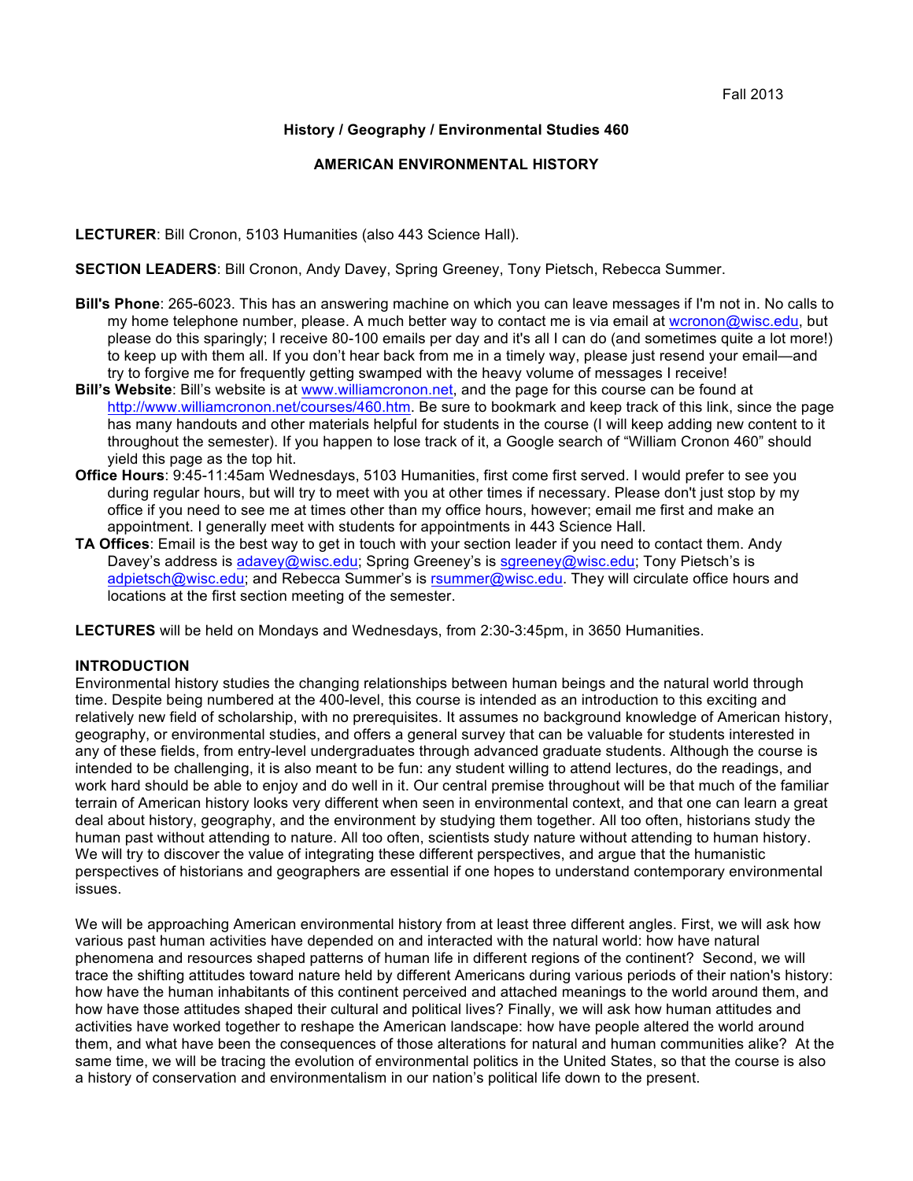Fall 2013

**History / Geography / Environmental Studies 460**

**AMERICAN ENVIRONMENTAL HISTORY**

**LECTURER**: Bill Cronon, 5103 Humanities (also 443 Science Hall).

**SECTION LEADERS**: Bill Cronon, Andy Davey, Spring Greeney, Tony Pietsch, Rebecca Summer.

**Bill's Phone**: 265-6023. This has an answering machine on which you can leave messages if I'm not in. No calls to my home telephone number, please. A much better way to contact me is via email at wcronon@wisc.edu, but please do this sparingly; I receive 80-100 emails per day and it's all I can do (and sometimes quite a lot more!) to keep up with them all. If you don't hear back from me in a timely way, please just resend your email—and try to forgive me for frequently getting swamped with the heavy volume of messages I receive!

**Bill's Website**: Bill's website is at www.williamcronon.net, and the page for this course can be found at http://www.williamcronon.net/courses/460.htm. Be sure to bookmark and keep track of this link, since the page has many handouts and other materials helpful for students in the course (I will keep adding new content to it throughout the semester). If you happen to lose track of it, a Google search of "William Cronon 460" should yield this page as the top hit.

**Office Hours**: 9:45-11:45am Wednesdays, 5103 Humanities, first come first served. I would prefer to see you during regular hours, but will try to meet with you at other times if necessary. Please don't just stop by my office if you need to see me at times other than my office hours, however; email me first and make an appointment. I generally meet with students for appointments in 443 Science Hall.

**TA Offices**: Email is the best way to get in touch with your section leader if you need to contact them. Andy Davey's address is adavey@wisc.edu; Spring Greeney's is sgreeney@wisc.edu; Tony Pietsch's is adpietsch@wisc.edu; and Rebecca Summer's is rsummer@wisc.edu. They will circulate office hours and locations at the first section meeting of the semester.

**LECTURES** will be held on Mondays and Wednesdays, from 2:30-3:45pm, in 3650 Humanities.

## INTRODUCTION

Environmental history studies the changing relationships between human beings and the natural world through time. Despite being numbered at the 400-level, this course is intended as an introduction to this exciting and relatively new field of scholarship, with no prerequisites. It assumes no background knowledge of American history, geography, or environmental studies, and offers a general survey that can be valuable for students interested in any of these fields, from entry-level undergraduates through advanced graduate students. Although the course is intended to be challenging, it is also meant to be fun: any student willing to attend lectures, do the readings, and work hard should be able to enjoy and do well in it. Our central premise throughout will be that much of the familiar terrain of American history looks very different when seen in environmental context, and that one can learn a great deal about history, geography, and the environment by studying them together. All too often, historians study the human past without attending to nature. All too often, scientists study nature without attending to human history. We will try to discover the value of integrating these different perspectives, and argue that the humanistic perspectives of historians and geographers are essential if one hopes to understand contemporary environmental issues.

We will be approaching American environmental history from at least three different angles. First, we will ask how various past human activities have depended on and interacted with the natural world: how have natural phenomena and resources shaped patterns of human life in different regions of the continent? Second, we will trace the shifting attitudes toward nature held by different Americans during various periods of their nation's history: how have the human inhabitants of this continent perceived and attached meanings to the world around them, and how have those attitudes shaped their cultural and political lives? Finally, we will ask how human attitudes and activities have worked together to reshape the American landscape: how have people altered the world around them, and what have been the consequences of those alterations for natural and human communities alike? At the same time, we will be tracing the evolution of environmental politics in the United States, so that the course is also a history of conservation and environmentalism in our nation's political life down to the present.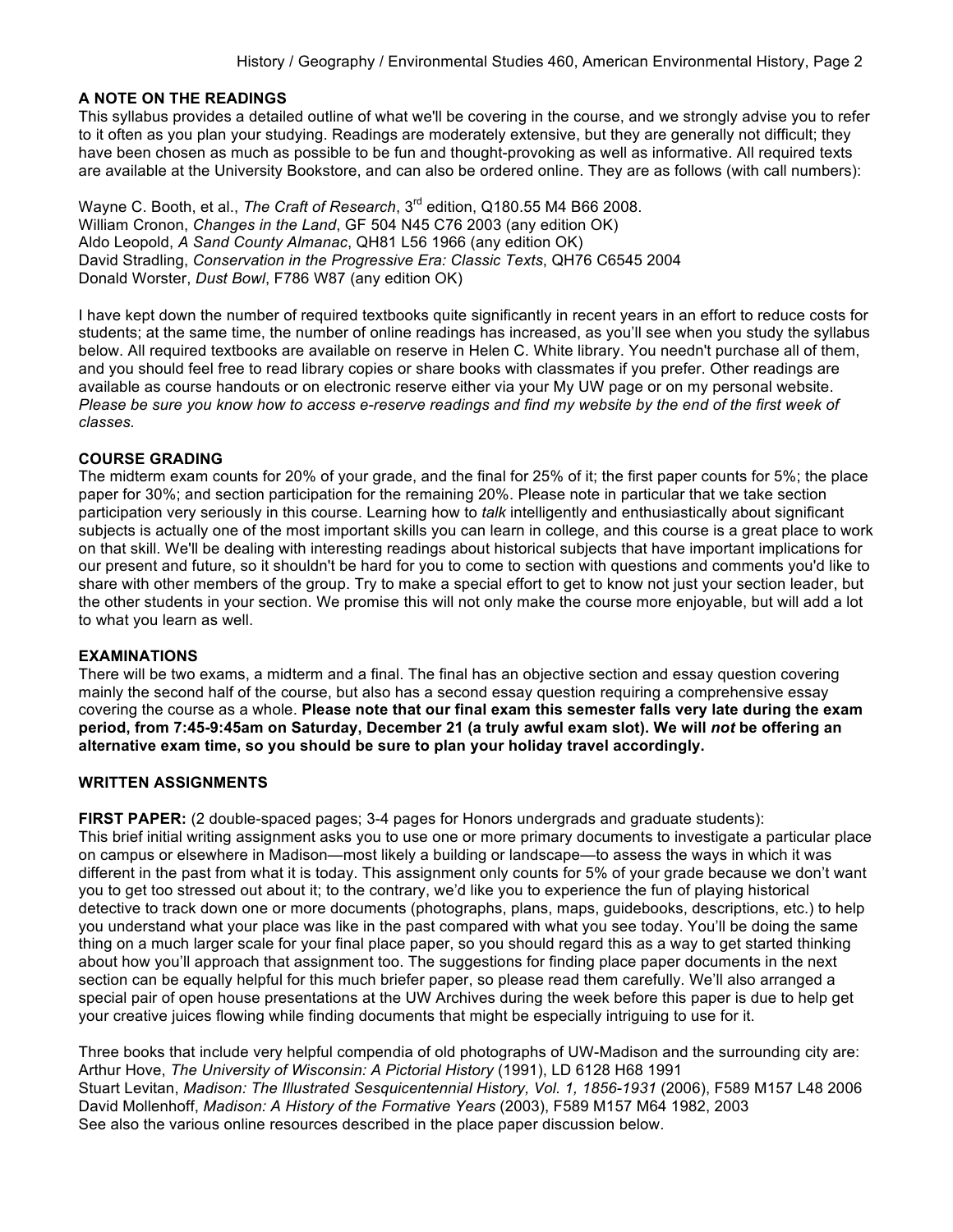## A NOTE ON THE READINGS

This syllabus provides a detailed outline of what we'll be covering in the course, and we strongly advise you to refer to it often as you plan your studying. Readings are moderately extensive, but they are generally not difficult; they have been chosen as much as possible to be fun and thought-provoking as well as informative. All required texts are available at the University Bookstore, and can also be ordered online. They are as follows (with call numbers):

Wayne C. Booth, et al., *The Craft of Research*, 3rd edition, Q180.55 M4 B66 2008.
William Cronon, *Changes in the Land*, GF 504 N45 C76 2003 (any edition OK)
Aldo Leopold, *A Sand County Almanac*, QH81 L56 1966 (any edition OK)
David Stradling, *Conservation in the Progressive Era: Classic Texts*, QH76 C6545 2004
Donald Worster, *Dust Bowl*, F786 W87 (any edition OK)

I have kept down the number of required textbooks quite significantly in recent years in an effort to reduce costs for students; at the same time, the number of online readings has increased, as you'll see when you study the syllabus below. All required textbooks are available on reserve in Helen C. White library. You needn't purchase all of them, and you should feel free to read library copies or share books with classmates if you prefer. Other readings are available as course handouts or on electronic reserve either via your My UW page or on my personal website. *Please be sure you know how to access e-reserve readings and find my website by the end of the first week of classes.*

## COURSE GRADING

The midterm exam counts for 20% of your grade, and the final for 25% of it; the first paper counts for 5%; the place paper for 30%; and section participation for the remaining 20%. Please note in particular that we take section participation very seriously in this course. Learning how to *talk* intelligently and enthusiastically about significant subjects is actually one of the most important skills you can learn in college, and this course is a great place to work on that skill. We'll be dealing with interesting readings about historical subjects that have important implications for our present and future, so it shouldn't be hard for you to come to section with questions and comments you'd like to share with other members of the group. Try to make a special effort to get to know not just your section leader, but the other students in your section. We promise this will not only make the course more enjoyable, but will add a lot to what you learn as well.

## EXAMINATIONS

There will be two exams, a midterm and a final. The final has an objective section and essay question covering mainly the second half of the course, but also has a second essay question requiring a comprehensive essay covering the course as a whole. **Please note that our final exam this semester falls very late during the exam period, from 7:45-9:45am on Saturday, December 21 (a truly awful exam slot). We will *not* be offering an alternative exam time, so you should be sure to plan your holiday travel accordingly.**

## WRITTEN ASSIGNMENTS

**FIRST PAPER:** (2 double-spaced pages; 3-4 pages for Honors undergrads and graduate students):
This brief initial writing assignment asks you to use one or more primary documents to investigate a particular place on campus or elsewhere in Madison—most likely a building or landscape—to assess the ways in which it was different in the past from what it is today. This assignment only counts for 5% of your grade because we don't want you to get too stressed out about it; to the contrary, we'd like you to experience the fun of playing historical detective to track down one or more documents (photographs, plans, maps, guidebooks, descriptions, etc.) to help you understand what your place was like in the past compared with what you see today. You'll be doing the same thing on a much larger scale for your final place paper, so you should regard this as a way to get started thinking about how you'll approach that assignment too. The suggestions for finding place paper documents in the next section can be equally helpful for this much briefer paper, so please read them carefully. We'll also arranged a special pair of open house presentations at the UW Archives during the week before this paper is due to help get your creative juices flowing while finding documents that might be especially intriguing to use for it.

Three books that include very helpful compendia of old photographs of UW-Madison and the surrounding city are:
Arthur Hove, *The University of Wisconsin: A Pictorial History* (1991), LD 6128 H68 1991
Stuart Levitan, *Madison: The Illustrated Sesquicentennial History, Vol. 1, 1856-1931* (2006), F589 M157 L48 2006
David Mollenhoff, *Madison: A History of the Formative Years* (2003), F589 M157 M64 1982, 2003
See also the various online resources described in the place paper discussion below.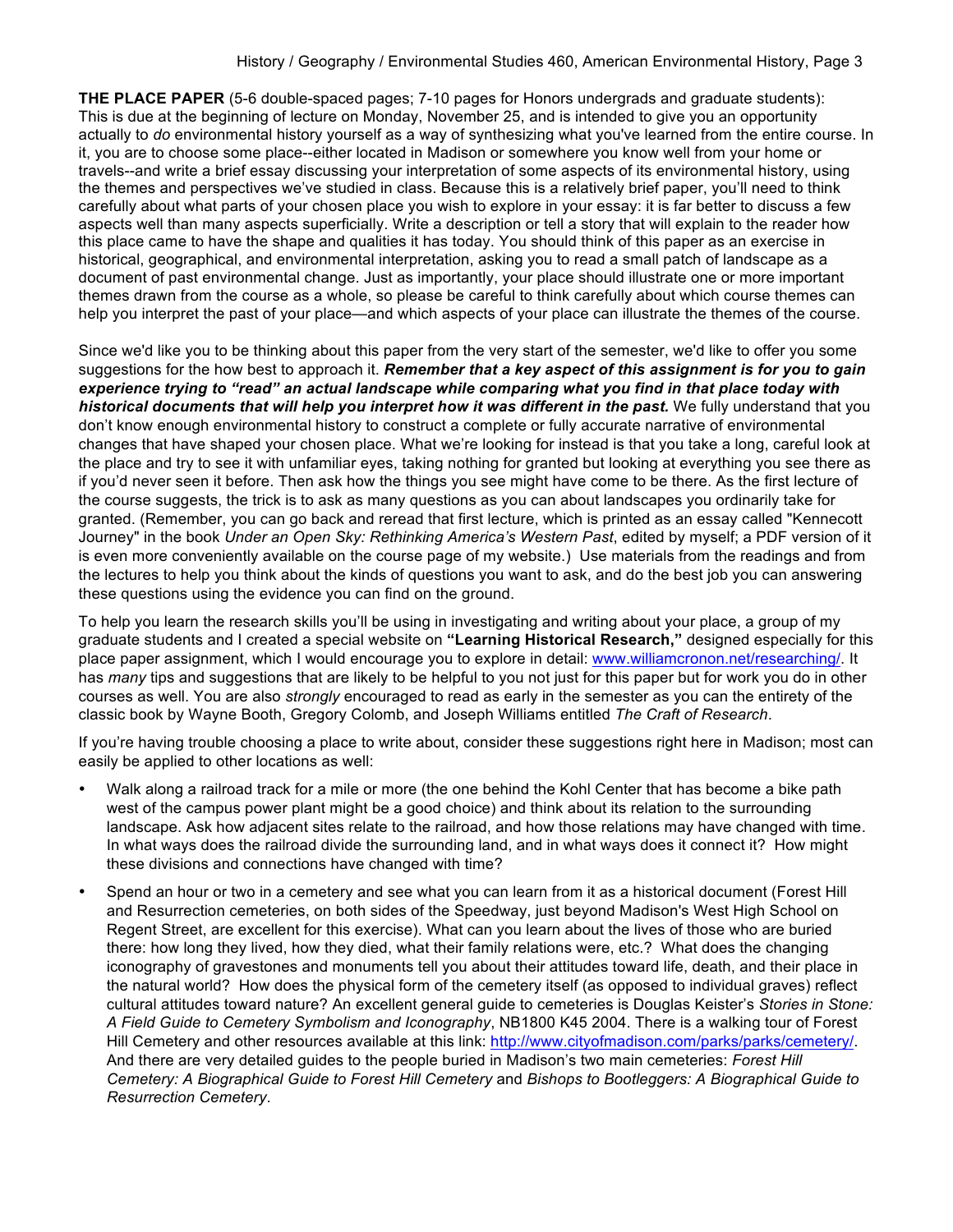**THE PLACE PAPER** (5-6 double-spaced pages; 7-10 pages for Honors undergrads and graduate students): This is due at the beginning of lecture on Monday, November 25, and is intended to give you an opportunity actually to *do* environmental history yourself as a way of synthesizing what you've learned from the entire course. In it, you are to choose some place--either located in Madison or somewhere you know well from your home or travels--and write a brief essay discussing your interpretation of some aspects of its environmental history, using the themes and perspectives we've studied in class. Because this is a relatively brief paper, you'll need to think carefully about what parts of your chosen place you wish to explore in your essay: it is far better to discuss a few aspects well than many aspects superficially. Write a description or tell a story that will explain to the reader how this place came to have the shape and qualities it has today. You should think of this paper as an exercise in historical, geographical, and environmental interpretation, asking you to read a small patch of landscape as a document of past environmental change. Just as importantly, your place should illustrate one or more important themes drawn from the course as a whole, so please be careful to think carefully about which course themes can help you interpret the past of your place—and which aspects of your place can illustrate the themes of the course.

Since we'd like you to be thinking about this paper from the very start of the semester, we'd like to offer you some suggestions for the how best to approach it. ***Remember that a key aspect of this assignment is for you to gain experience trying to "read" an actual landscape while comparing what you find in that place today with historical documents that will help you interpret how it was different in the past.*** We fully understand that you don't know enough environmental history to construct a complete or fully accurate narrative of environmental changes that have shaped your chosen place. What we're looking for instead is that you take a long, careful look at the place and try to see it with unfamiliar eyes, taking nothing for granted but looking at everything you see there as if you'd never seen it before. Then ask how the things you see might have come to be there. As the first lecture of the course suggests, the trick is to ask as many questions as you can about landscapes you ordinarily take for granted. (Remember, you can go back and reread that first lecture, which is printed as an essay called "Kennecott Journey" in the book *Under an Open Sky: Rethinking America's Western Past*, edited by myself; a PDF version of it is even more conveniently available on the course page of my website.) Use materials from the readings and from the lectures to help you think about the kinds of questions you want to ask, and do the best job you can answering these questions using the evidence you can find on the ground.

To help you learn the research skills you'll be using in investigating and writing about your place, a group of my graduate students and I created a special website on **"Learning Historical Research,"** designed especially for this place paper assignment, which I would encourage you to explore in detail: www.williamcronon.net/researching/. It has *many* tips and suggestions that are likely to be helpful to you not just for this paper but for work you do in other courses as well. You are also *strongly* encouraged to read as early in the semester as you can the entirety of the classic book by Wayne Booth, Gregory Colomb, and Joseph Williams entitled *The Craft of Research*.

If you're having trouble choosing a place to write about, consider these suggestions right here in Madison; most can easily be applied to other locations as well:

- Walk along a railroad track for a mile or more (the one behind the Kohl Center that has become a bike path west of the campus power plant might be a good choice) and think about its relation to the surrounding landscape. Ask how adjacent sites relate to the railroad, and how those relations may have changed with time. In what ways does the railroad divide the surrounding land, and in what ways does it connect it? How might these divisions and connections have changed with time?
- Spend an hour or two in a cemetery and see what you can learn from it as a historical document (Forest Hill and Resurrection cemeteries, on both sides of the Speedway, just beyond Madison's West High School on Regent Street, are excellent for this exercise). What can you learn about the lives of those who are buried there: how long they lived, how they died, what their family relations were, etc.? What does the changing iconography of gravestones and monuments tell you about their attitudes toward life, death, and their place in the natural world? How does the physical form of the cemetery itself (as opposed to individual graves) reflect cultural attitudes toward nature? An excellent general guide to cemeteries is Douglas Keister's *Stories in Stone: A Field Guide to Cemetery Symbolism and Iconography*, NB1800 K45 2004. There is a walking tour of Forest Hill Cemetery and other resources available at this link: http://www.cityofmadison.com/parks/parks/cemetery/. And there are very detailed guides to the people buried in Madison's two main cemeteries: *Forest Hill Cemetery: A Biographical Guide to Forest Hill Cemetery* and *Bishops to Bootleggers: A Biographical Guide to Resurrection Cemetery*.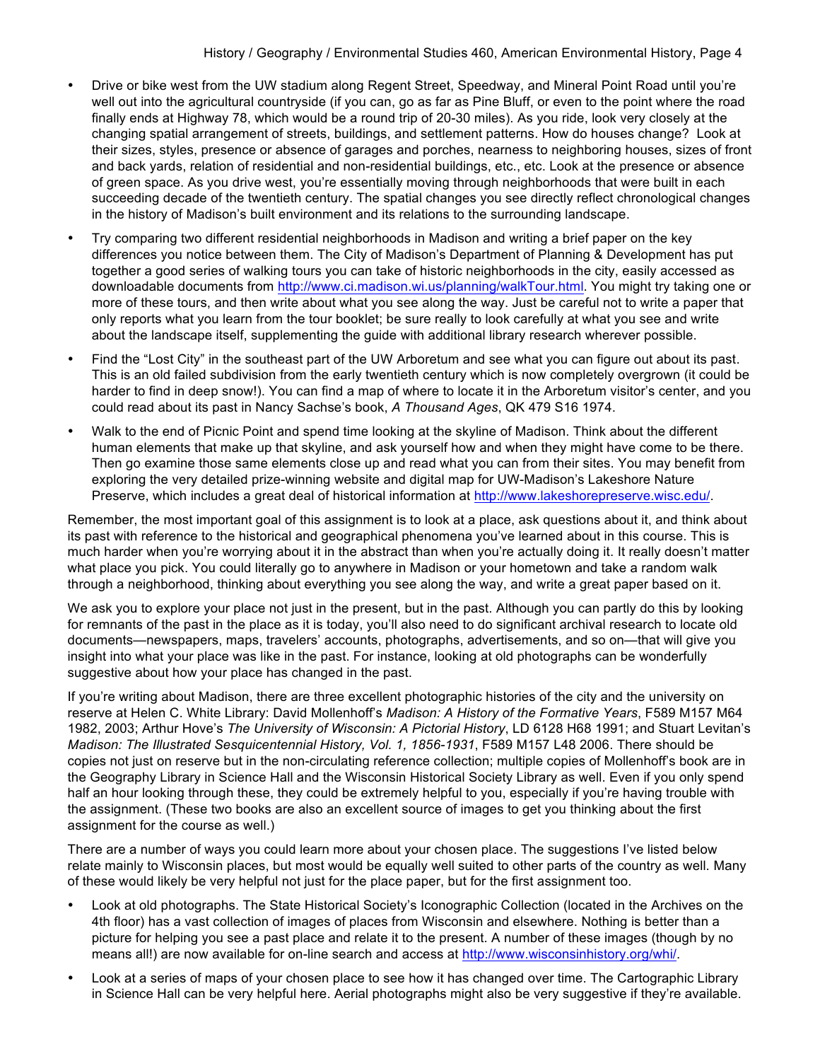- Drive or bike west from the UW stadium along Regent Street, Speedway, and Mineral Point Road until you're well out into the agricultural countryside (if you can, go as far as Pine Bluff, or even to the point where the road finally ends at Highway 78, which would be a round trip of 20-30 miles). As you ride, look very closely at the changing spatial arrangement of streets, buildings, and settlement patterns. How do houses change? Look at their sizes, styles, presence or absence of garages and porches, nearness to neighboring houses, sizes of front and back yards, relation of residential and non-residential buildings, etc., etc. Look at the presence or absence of green space. As you drive west, you're essentially moving through neighborhoods that were built in each succeeding decade of the twentieth century. The spatial changes you see directly reflect chronological changes in the history of Madison's built environment and its relations to the surrounding landscape.
- Try comparing two different residential neighborhoods in Madison and writing a brief paper on the key differences you notice between them. The City of Madison's Department of Planning & Development has put together a good series of walking tours you can take of historic neighborhoods in the city, easily accessed as downloadable documents from http://www.ci.madison.wi.us/planning/walkTour.html. You might try taking one or more of these tours, and then write about what you see along the way. Just be careful not to write a paper that only reports what you learn from the tour booklet; be sure really to look carefully at what you see and write about the landscape itself, supplementing the guide with additional library research wherever possible.
- Find the "Lost City" in the southeast part of the UW Arboretum and see what you can figure out about its past. This is an old failed subdivision from the early twentieth century which is now completely overgrown (it could be harder to find in deep snow!). You can find a map of where to locate it in the Arboretum visitor's center, and you could read about its past in Nancy Sachse's book, *A Thousand Ages*, QK 479 S16 1974.
- Walk to the end of Picnic Point and spend time looking at the skyline of Madison. Think about the different human elements that make up that skyline, and ask yourself how and when they might have come to be there. Then go examine those same elements close up and read what you can from their sites. You may benefit from exploring the very detailed prize-winning website and digital map for UW-Madison's Lakeshore Nature Preserve, which includes a great deal of historical information at http://www.lakeshorepreserve.wisc.edu/.

Remember, the most important goal of this assignment is to look at a place, ask questions about it, and think about its past with reference to the historical and geographical phenomena you've learned about in this course. This is much harder when you're worrying about it in the abstract than when you're actually doing it. It really doesn't matter what place you pick. You could literally go to anywhere in Madison or your hometown and take a random walk through a neighborhood, thinking about everything you see along the way, and write a great paper based on it.

We ask you to explore your place not just in the present, but in the past. Although you can partly do this by looking for remnants of the past in the place as it is today, you'll also need to do significant archival research to locate old documents—newspapers, maps, travelers' accounts, photographs, advertisements, and so on—that will give you insight into what your place was like in the past. For instance, looking at old photographs can be wonderfully suggestive about how your place has changed in the past.

If you're writing about Madison, there are three excellent photographic histories of the city and the university on reserve at Helen C. White Library: David Mollenhoff's *Madison: A History of the Formative Years*, F589 M157 M64 1982, 2003; Arthur Hove's *The University of Wisconsin: A Pictorial History*, LD 6128 H68 1991; and Stuart Levitan's *Madison: The Illustrated Sesquicentennial History, Vol. 1, 1856-1931*, F589 M157 L48 2006. There should be copies not just on reserve but in the non-circulating reference collection; multiple copies of Mollenhoff's book are in the Geography Library in Science Hall and the Wisconsin Historical Society Library as well. Even if you only spend half an hour looking through these, they could be extremely helpful to you, especially if you're having trouble with the assignment. (These two books are also an excellent source of images to get you thinking about the first assignment for the course as well.)

There are a number of ways you could learn more about your chosen place. The suggestions I've listed below relate mainly to Wisconsin places, but most would be equally well suited to other parts of the country as well. Many of these would likely be very helpful not just for the place paper, but for the first assignment too.

- Look at old photographs. The State Historical Society's Iconographic Collection (located in the Archives on the 4th floor) has a vast collection of images of places from Wisconsin and elsewhere. Nothing is better than a picture for helping you see a past place and relate it to the present. A number of these images (though by no means all!) are now available for on-line search and access at http://www.wisconsinhistory.org/whi/.
- Look at a series of maps of your chosen place to see how it has changed over time. The Cartographic Library in Science Hall can be very helpful here. Aerial photographs might also be very suggestive if they're available.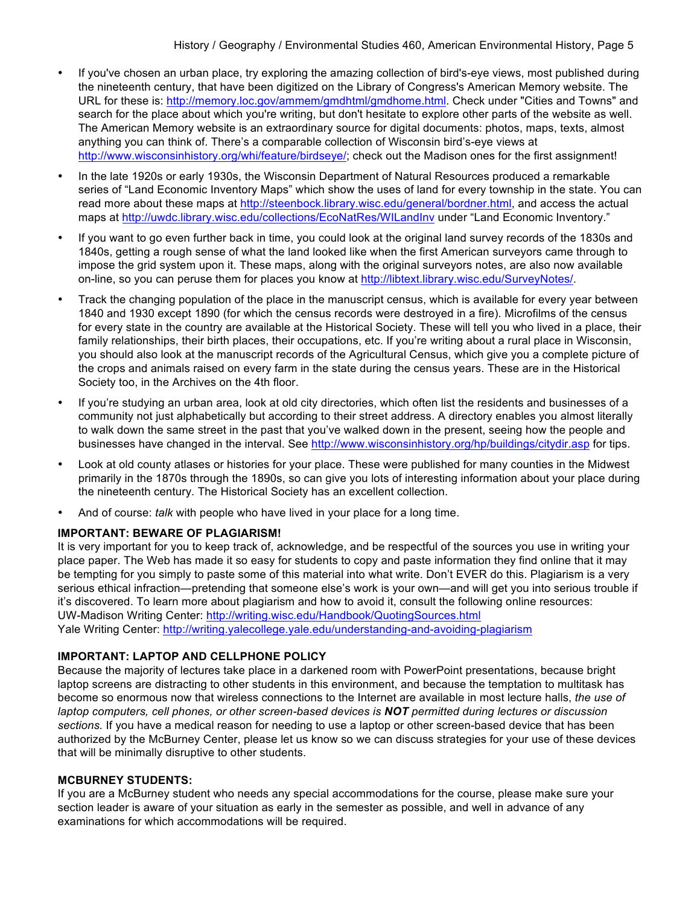- If you've chosen an urban place, try exploring the amazing collection of bird's-eye views, most published during the nineteenth century, that have been digitized on the Library of Congress's American Memory website. The URL for these is: http://memory.loc.gov/ammem/gmdhtml/gmdhome.html. Check under "Cities and Towns" and search for the place about which you're writing, but don't hesitate to explore other parts of the website as well. The American Memory website is an extraordinary source for digital documents: photos, maps, texts, almost anything you can think of. There's a comparable collection of Wisconsin bird's-eye views at http://www.wisconsinhistory.org/whi/feature/birdseye/; check out the Madison ones for the first assignment!
- In the late 1920s or early 1930s, the Wisconsin Department of Natural Resources produced a remarkable series of "Land Economic Inventory Maps" which show the uses of land for every township in the state. You can read more about these maps at http://steenbock.library.wisc.edu/general/bordner.html, and access the actual maps at http://uwdc.library.wisc.edu/collections/EcoNatRes/WILandInv under "Land Economic Inventory."
- If you want to go even further back in time, you could look at the original land survey records of the 1830s and 1840s, getting a rough sense of what the land looked like when the first American surveyors came through to impose the grid system upon it. These maps, along with the original surveyors notes, are also now available on-line, so you can peruse them for places you know at http://libtext.library.wisc.edu/SurveyNotes/.
- Track the changing population of the place in the manuscript census, which is available for every year between 1840 and 1930 except 1890 (for which the census records were destroyed in a fire). Microfilms of the census for every state in the country are available at the Historical Society. These will tell you who lived in a place, their family relationships, their birth places, their occupations, etc. If you're writing about a rural place in Wisconsin, you should also look at the manuscript records of the Agricultural Census, which give you a complete picture of the crops and animals raised on every farm in the state during the census years. These are in the Historical Society too, in the Archives on the 4th floor.
- If you're studying an urban area, look at old city directories, which often list the residents and businesses of a community not just alphabetically but according to their street address. A directory enables you almost literally to walk down the same street in the past that you've walked down in the present, seeing how the people and businesses have changed in the interval. See http://www.wisconsinhistory.org/hp/buildings/citydir.asp for tips.
- Look at old county atlases or histories for your place. These were published for many counties in the Midwest primarily in the 1870s through the 1890s, so can give you lots of interesting information about your place during the nineteenth century. The Historical Society has an excellent collection.
- And of course: *talk* with people who have lived in your place for a long time.

**IMPORTANT: BEWARE OF PLAGIARISM!**

It is very important for you to keep track of, acknowledge, and be respectful of the sources you use in writing your place paper. The Web has made it so easy for students to copy and paste information they find online that it may be tempting for you simply to paste some of this material into what write. Don't EVER do this. Plagiarism is a very serious ethical infraction—pretending that someone else's work is your own—and will get you into serious trouble if it's discovered. To learn more about plagiarism and how to avoid it, consult the following online resources:
UW-Madison Writing Center: http://writing.wisc.edu/Handbook/QuotingSources.html
Yale Writing Center: http://writing.yalecollege.yale.edu/understanding-and-avoiding-plagiarism

**IMPORTANT: LAPTOP AND CELLPHONE POLICY**

Because the majority of lectures take place in a darkened room with PowerPoint presentations, because bright laptop screens are distracting to other students in this environment, and because the temptation to multitask has become so enormous now that wireless connections to the Internet are available in most lecture halls, *the use of laptop computers, cell phones, or other screen-based devices is **NOT** permitted during lectures or discussion sections.* If you have a medical reason for needing to use a laptop or other screen-based device that has been authorized by the McBurney Center, please let us know so we can discuss strategies for your use of these devices that will be minimally disruptive to other students.

**MCBURNEY STUDENTS:**

If you are a McBurney student who needs any special accommodations for the course, please make sure your section leader is aware of your situation as early in the semester as possible, and well in advance of any examinations for which accommodations will be required.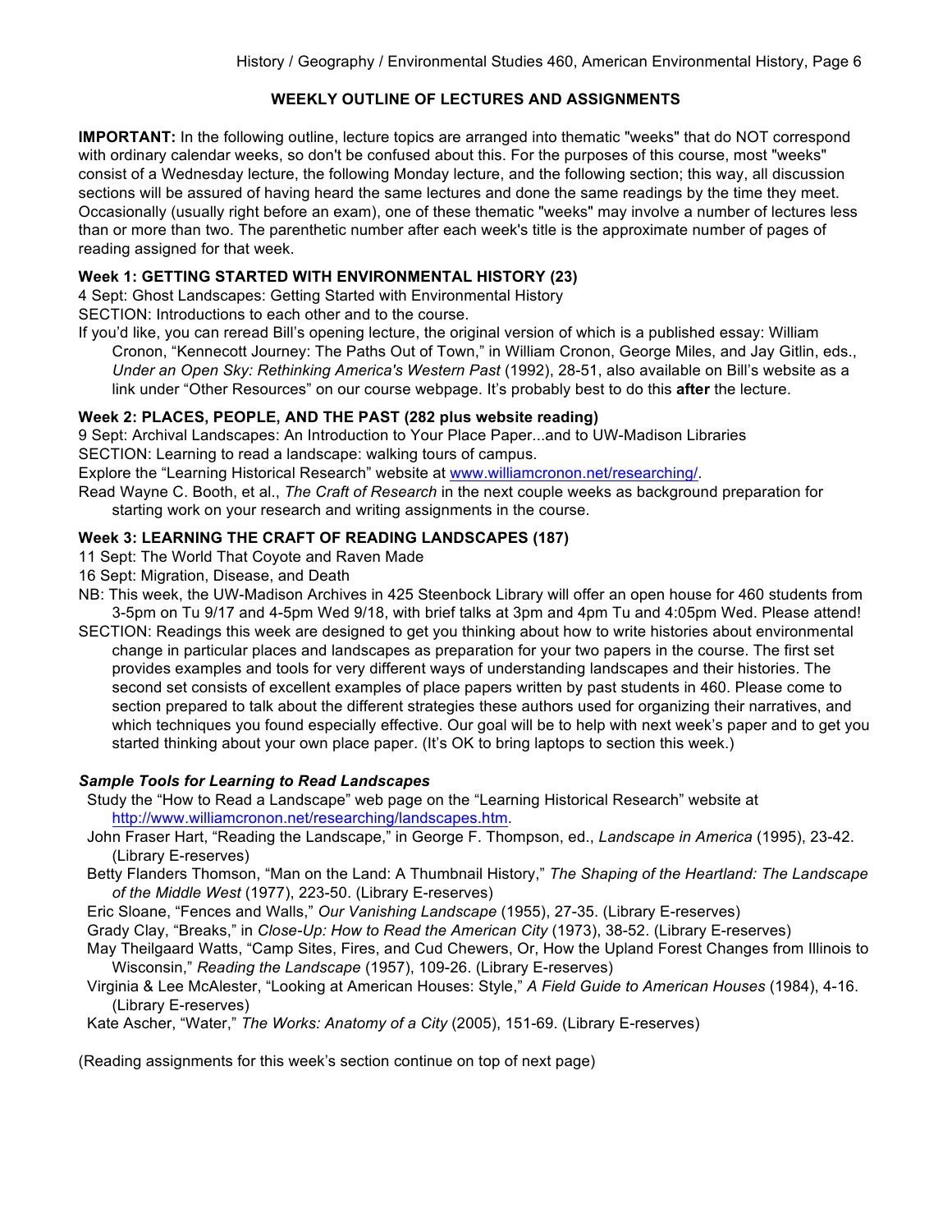## WEEKLY OUTLINE OF LECTURES AND ASSIGNMENTS

**IMPORTANT:** In the following outline, lecture topics are arranged into thematic "weeks" that do NOT correspond with ordinary calendar weeks, so don't be confused about this. For the purposes of this course, most "weeks" consist of a Wednesday lecture, the following Monday lecture, and the following section; this way, all discussion sections will be assured of having heard the same lectures and done the same readings by the time they meet. Occasionally (usually right before an exam), one of these thematic "weeks" may involve a number of lectures less than or more than two. The parenthetic number after each week's title is the approximate number of pages of reading assigned for that week.

### Week 1: GETTING STARTED WITH ENVIRONMENTAL HISTORY (23)

4 Sept: Ghost Landscapes: Getting Started with Environmental History

SECTION: Introductions to each other and to the course.

If you'd like, you can reread Bill's opening lecture, the original version of which is a published essay: William Cronon, "Kennecott Journey: The Paths Out of Town," in William Cronon, George Miles, and Jay Gitlin, eds., *Under an Open Sky: Rethinking America's Western Past* (1992), 28-51, also available on Bill's website as a link under "Other Resources" on our course webpage. It's probably best to do this **after** the lecture.

### Week 2: PLACES, PEOPLE, AND THE PAST (282 plus website reading)

9 Sept: Archival Landscapes: An Introduction to Your Place Paper...and to UW-Madison Libraries

SECTION: Learning to read a landscape: walking tours of campus.

Explore the "Learning Historical Research" website at www.williamcronon.net/researching/.

Read Wayne C. Booth, et al., *The Craft of Research* in the next couple weeks as background preparation for starting work on your research and writing assignments in the course.

### Week 3: LEARNING THE CRAFT OF READING LANDSCAPES (187)

11 Sept: The World That Coyote and Raven Made

16 Sept: Migration, Disease, and Death

NB: This week, the UW-Madison Archives in 425 Steenbock Library will offer an open house for 460 students from 3-5pm on Tu 9/17 and 4-5pm Wed 9/18, with brief talks at 3pm and 4pm Tu and 4:05pm Wed. Please attend!

SECTION: Readings this week are designed to get you thinking about how to write histories about environmental change in particular places and landscapes as preparation for your two papers in the course. The first set provides examples and tools for very different ways of understanding landscapes and their histories. The second set consists of excellent examples of place papers written by past students in 460. Please come to section prepared to talk about the different strategies these authors used for organizing their narratives, and which techniques you found especially effective. Our goal will be to help with next week's paper and to get you started thinking about your own place paper. (It's OK to bring laptops to section this week.)

#### *Sample Tools for Learning to Read Landscapes*

- Study the "How to Read a Landscape" web page on the "Learning Historical Research" website at http://www.williamcronon.net/researching/landscapes.htm.
- John Fraser Hart, "Reading the Landscape," in George F. Thompson, ed., *Landscape in America* (1995), 23-42. (Library E-reserves)
- Betty Flanders Thomson, "Man on the Land: A Thumbnail History," *The Shaping of the Heartland: The Landscape of the Middle West* (1977), 223-50. (Library E-reserves)
- Eric Sloane, "Fences and Walls," *Our Vanishing Landscape* (1955), 27-35. (Library E-reserves)
- Grady Clay, "Breaks," in *Close-Up: How to Read the American City* (1973), 38-52. (Library E-reserves)
- May Theilgaard Watts, "Camp Sites, Fires, and Cud Chewers, Or, How the Upland Forest Changes from Illinois to Wisconsin," *Reading the Landscape* (1957), 109-26. (Library E-reserves)
- Virginia & Lee McAlester, "Looking at American Houses: Style," *A Field Guide to American Houses* (1984), 4-16. (Library E-reserves)
- Kate Ascher, "Water," *The Works: Anatomy of a City* (2005), 151-69. (Library E-reserves)

(Reading assignments for this week's section continue on top of next page)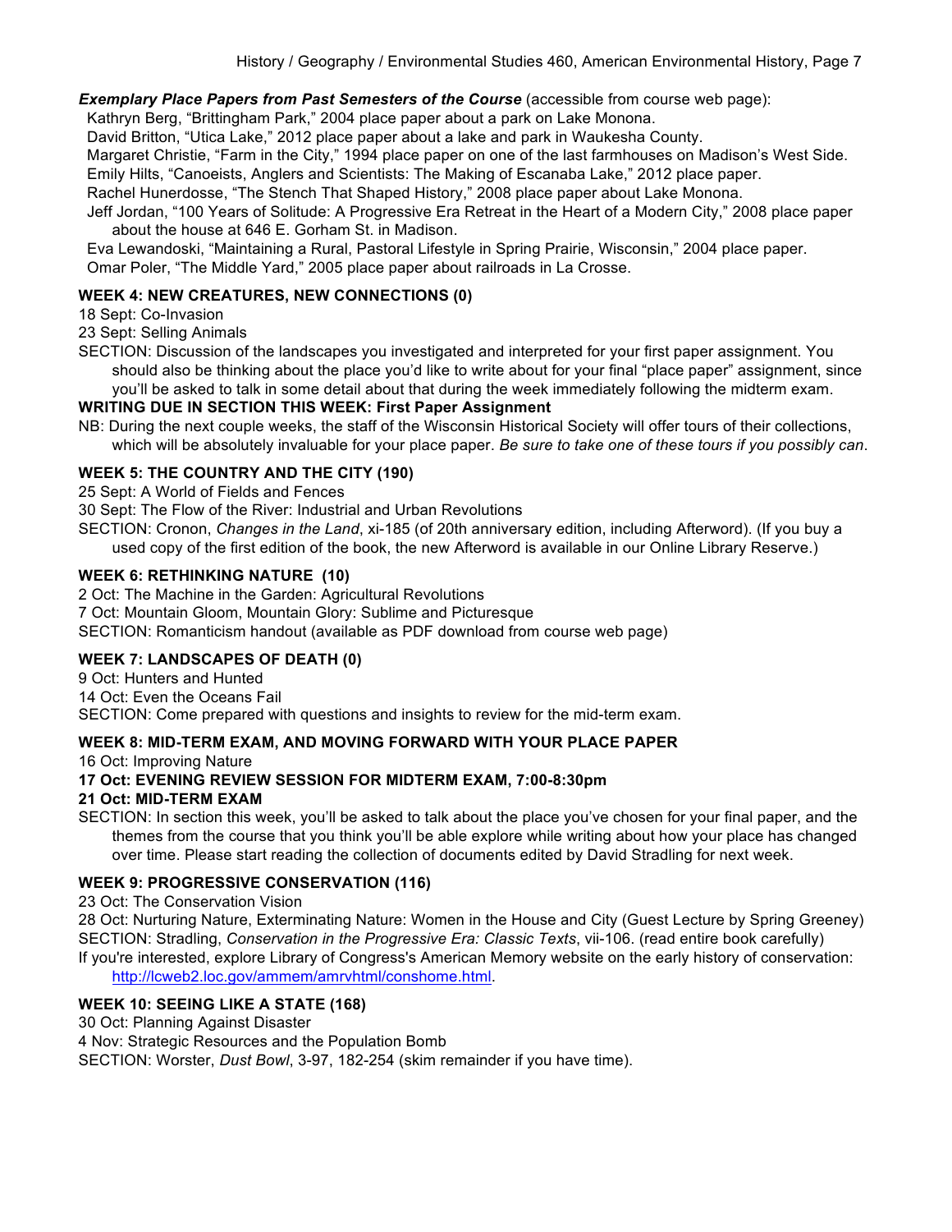***Exemplary Place Papers from Past Semesters of the Course*** (accessible from course web page):

Kathryn Berg, "Brittingham Park," 2004 place paper about a park on Lake Monona.
David Britton, "Utica Lake," 2012 place paper about a lake and park in Waukesha County.
Margaret Christie, "Farm in the City," 1994 place paper on one of the last farmhouses on Madison's West Side.
Emily Hilts, "Canoeists, Anglers and Scientists: The Making of Escanaba Lake," 2012 place paper.
Rachel Hunerdosse, "The Stench That Shaped History," 2008 place paper about Lake Monona.
Jeff Jordan, "100 Years of Solitude: A Progressive Era Retreat in the Heart of a Modern City," 2008 place paper about the house at 646 E. Gorham St. in Madison.
Eva Lewandoski, "Maintaining a Rural, Pastoral Lifestyle in Spring Prairie, Wisconsin," 2004 place paper.
Omar Poler, "The Middle Yard," 2005 place paper about railroads in La Crosse.

**WEEK 4: NEW CREATURES, NEW CONNECTIONS (0)**

18 Sept: Co-Invasion
23 Sept: Selling Animals
SECTION: Discussion of the landscapes you investigated and interpreted for your first paper assignment. You should also be thinking about the place you'd like to write about for your final "place paper" assignment, since you'll be asked to talk in some detail about that during the week immediately following the midterm exam.

**WRITING DUE IN SECTION THIS WEEK: First Paper Assignment**

NB: During the next couple weeks, the staff of the Wisconsin Historical Society will offer tours of their collections, which will be absolutely invaluable for your place paper. *Be sure to take one of these tours if you possibly can*.

**WEEK 5: THE COUNTRY AND THE CITY (190)**

25 Sept: A World of Fields and Fences
30 Sept: The Flow of the River: Industrial and Urban Revolutions
SECTION: Cronon, *Changes in the Land*, xi-185 (of 20th anniversary edition, including Afterword). (If you buy a used copy of the first edition of the book, the new Afterword is available in our Online Library Reserve.)

**WEEK 6: RETHINKING NATURE (10)**

2 Oct: The Machine in the Garden: Agricultural Revolutions
7 Oct: Mountain Gloom, Mountain Glory: Sublime and Picturesque
SECTION: Romanticism handout (available as PDF download from course web page)

**WEEK 7: LANDSCAPES OF DEATH (0)**

9 Oct: Hunters and Hunted
14 Oct: Even the Oceans Fail
SECTION: Come prepared with questions and insights to review for the mid-term exam.

**WEEK 8: MID-TERM EXAM, AND MOVING FORWARD WITH YOUR PLACE PAPER**

16 Oct: Improving Nature
**17 Oct: EVENING REVIEW SESSION FOR MIDTERM EXAM, 7:00-8:30pm**
**21 Oct: MID-TERM EXAM**
SECTION: In section this week, you'll be asked to talk about the place you've chosen for your final paper, and the themes from the course that you think you'll be able explore while writing about how your place has changed over time. Please start reading the collection of documents edited by David Stradling for next week.

**WEEK 9: PROGRESSIVE CONSERVATION (116)**

23 Oct: The Conservation Vision
28 Oct: Nurturing Nature, Exterminating Nature: Women in the House and City (Guest Lecture by Spring Greeney)
SECTION: Stradling, *Conservation in the Progressive Era: Classic Texts*, vii-106. (read entire book carefully)
If you're interested, explore Library of Congress's American Memory website on the early history of conservation: http://lcweb2.loc.gov/ammem/amrvhtml/conshome.html.

**WEEK 10: SEEING LIKE A STATE (168)**

30 Oct: Planning Against Disaster
4 Nov: Strategic Resources and the Population Bomb
SECTION: Worster, *Dust Bowl*, 3-97, 182-254 (skim remainder if you have time).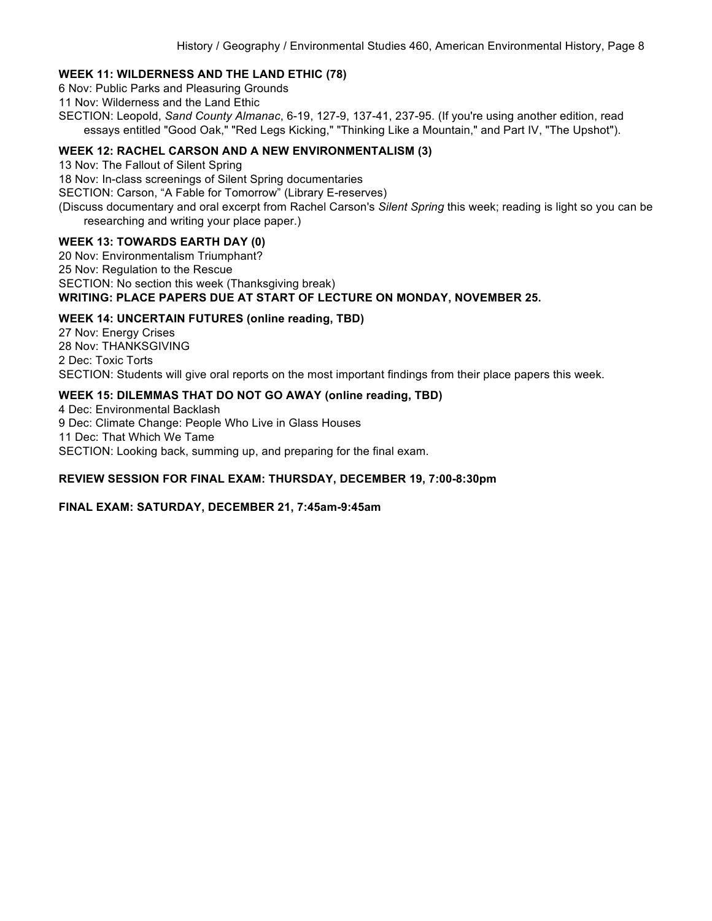**WEEK 11: WILDERNESS AND THE LAND ETHIC (78)**

6 Nov: Public Parks and Pleasuring Grounds
11 Nov: Wilderness and the Land Ethic
SECTION: Leopold, *Sand County Almanac*, 6-19, 127-9, 137-41, 237-95. (If you're using another edition, read essays entitled "Good Oak," "Red Legs Kicking," "Thinking Like a Mountain," and Part IV, "The Upshot").

**WEEK 12: RACHEL CARSON AND A NEW ENVIRONMENTALISM (3)**

13 Nov: The Fallout of Silent Spring
18 Nov: In-class screenings of Silent Spring documentaries
SECTION: Carson, "A Fable for Tomorrow" (Library E-reserves)
(Discuss documentary and oral excerpt from Rachel Carson's *Silent Spring* this week; reading is light so you can be researching and writing your place paper.)

**WEEK 13: TOWARDS EARTH DAY (0)**

20 Nov: Environmentalism Triumphant?
25 Nov: Regulation to the Rescue
SECTION: No section this week (Thanksgiving break)
**WRITING: PLACE PAPERS DUE AT START OF LECTURE ON MONDAY, NOVEMBER 25.**

**WEEK 14: UNCERTAIN FUTURES (online reading, TBD)**

27 Nov: Energy Crises
28 Nov: THANKSGIVING
2 Dec: Toxic Torts
SECTION: Students will give oral reports on the most important findings from their place papers this week.

**WEEK 15: DILEMMAS THAT DO NOT GO AWAY (online reading, TBD)**

4 Dec: Environmental Backlash
9 Dec: Climate Change: People Who Live in Glass Houses
11 Dec: That Which We Tame
SECTION: Looking back, summing up, and preparing for the final exam.

**REVIEW SESSION FOR FINAL EXAM: THURSDAY, DECEMBER 19, 7:00-8:30pm**

**FINAL EXAM: SATURDAY, DECEMBER 21, 7:45am-9:45am**